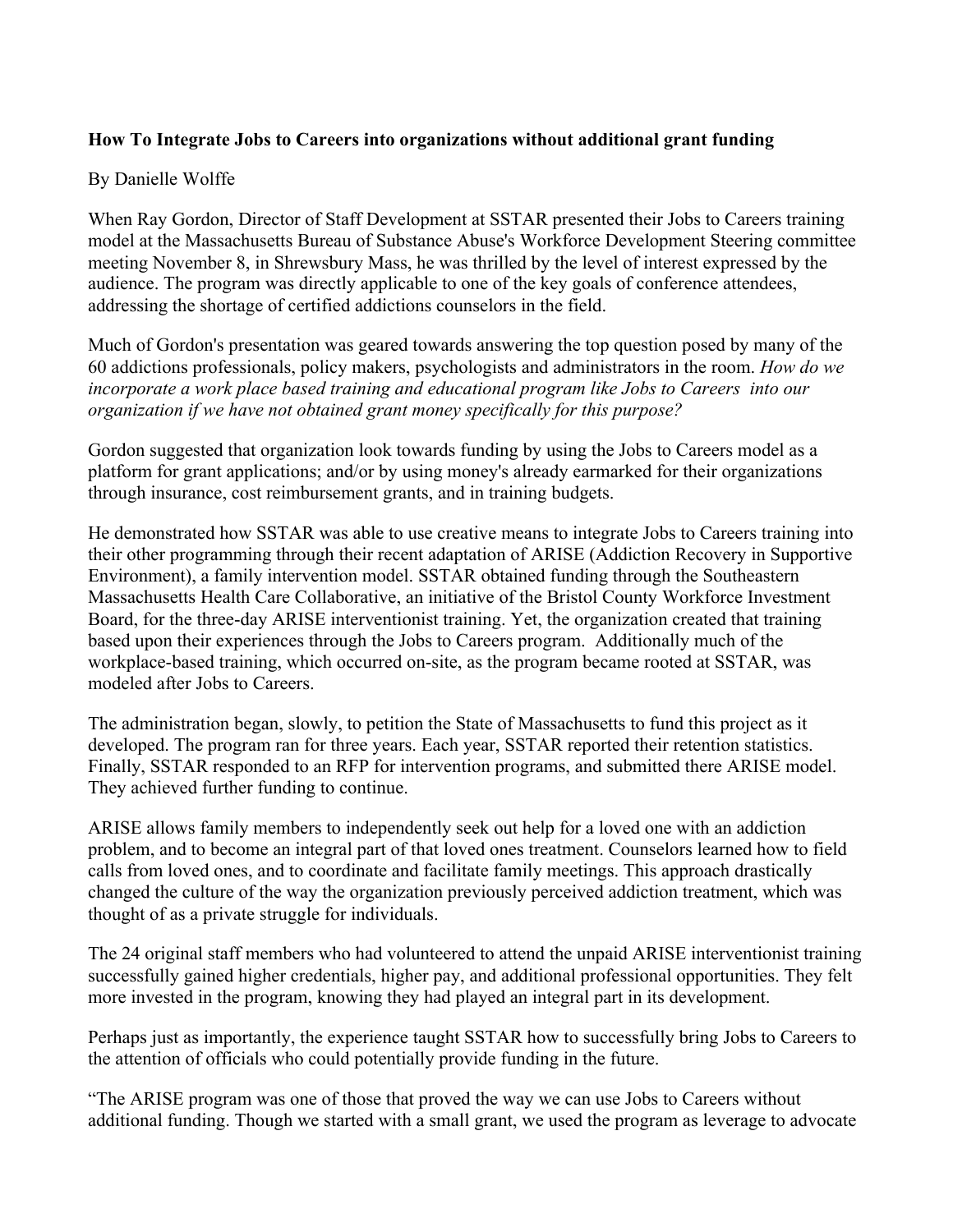**How To Integrate Jobs to Careers into organizations without additional grant funding**

By Danielle Wolffe

When Ray Gordon, Director of Staff Development at SSTAR presented their Jobs to Careers training model at the Massachusetts Bureau of Substance Abuse's Workforce Development Steering committee meeting November 8, in Shrewsbury Mass, he was thrilled by the level of interest expressed by the audience. The program was directly applicable to one of the key goals of conference attendees, addressing the shortage of certified addictions counselors in the field.

Much of Gordon's presentation was geared towards answering the top question posed by many of the 60 addictions professionals, policy makers, psychologists and administrators in the room. *How do we incorporate a work place based training and educational program like Jobs to Careers into our organization if we have not obtained grant money specifically for this purpose?*

Gordon suggested that organization look towards funding by using the Jobs to Careers model as a platform for grant applications; and/or by using money's already earmarked for their organizations through insurance, cost reimbursement grants, and in training budgets.

He demonstrated how SSTAR was able to use creative means to integrate Jobs to Careers training into their other programming through their recent adaptation of ARISE (Addiction Recovery in Supportive Environment), a family intervention model. SSTAR obtained funding through the Southeastern Massachusetts Health Care Collaborative, an initiative of the Bristol County Workforce Investment Board, for the three-day ARISE interventionist training. Yet, the organization created that training based upon their experiences through the Jobs to Careers program. Additionally much of the workplace-based training, which occurred on-site, as the program became rooted at SSTAR, was modeled after Jobs to Careers.

The administration began, slowly, to petition the State of Massachusetts to fund this project as it developed. The program ran for three years. Each year, SSTAR reported their retention statistics. Finally, SSTAR responded to an RFP for intervention programs, and submitted there ARISE model. They achieved further funding to continue.

ARISE allows family members to independently seek out help for a loved one with an addiction problem, and to become an integral part of that loved ones treatment. Counselors learned how to field calls from loved ones, and to coordinate and facilitate family meetings. This approach drastically changed the culture of the way the organization previously perceived addiction treatment, which was thought of as a private struggle for individuals.

The 24 original staff members who had volunteered to attend the unpaid ARISE interventionist training successfully gained higher credentials, higher pay, and additional professional opportunities. They felt more invested in the program, knowing they had played an integral part in its development.

Perhaps just as importantly, the experience taught SSTAR how to successfully bring Jobs to Careers to the attention of officials who could potentially provide funding in the future.

"The ARISE program was one of those that proved the way we can use Jobs to Careers without additional funding. Though we started with a small grant, we used the program as leverage to advocate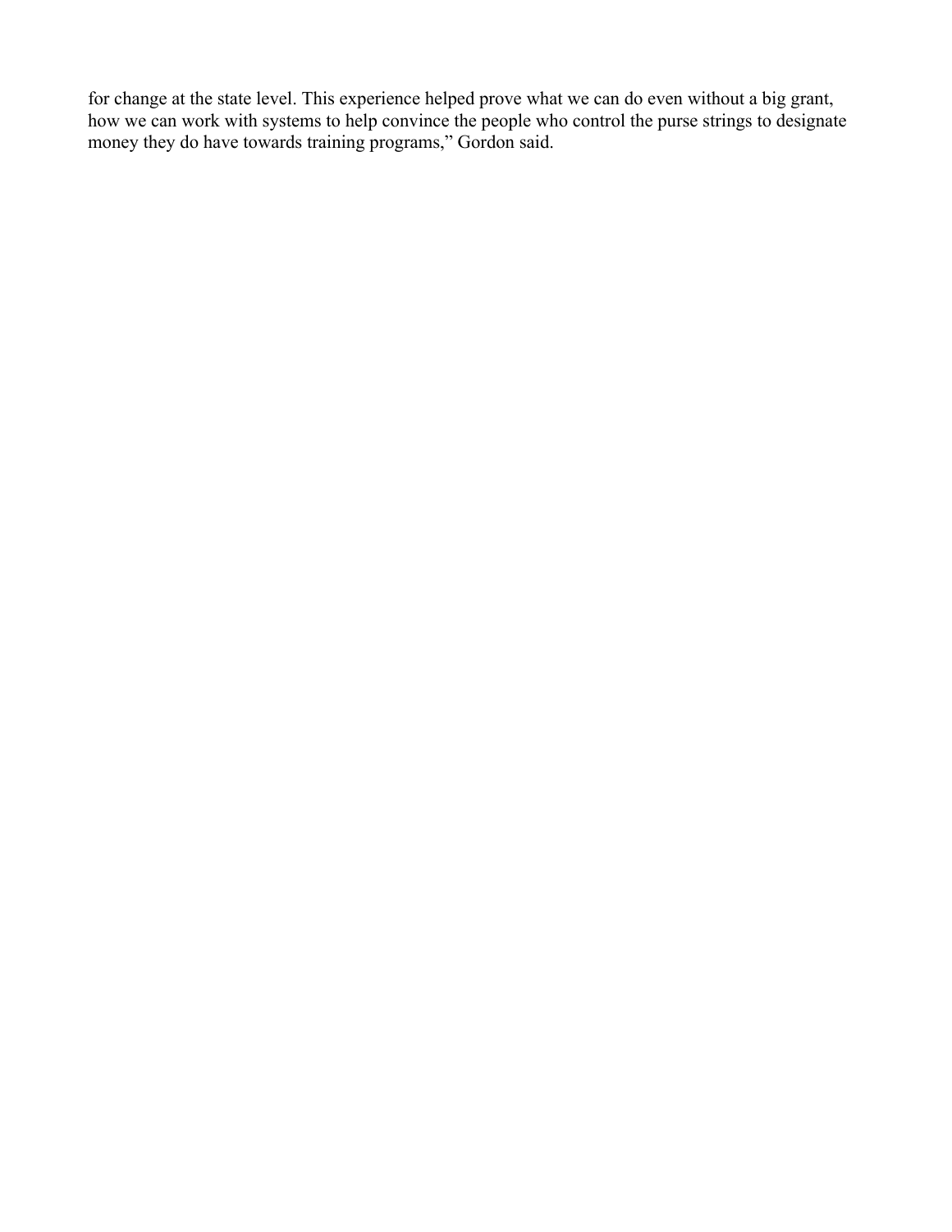for change at the state level. This experience helped prove what we can do even without a big grant, how we can work with systems to help convince the people who control the purse strings to designate money they do have towards training programs," Gordon said.